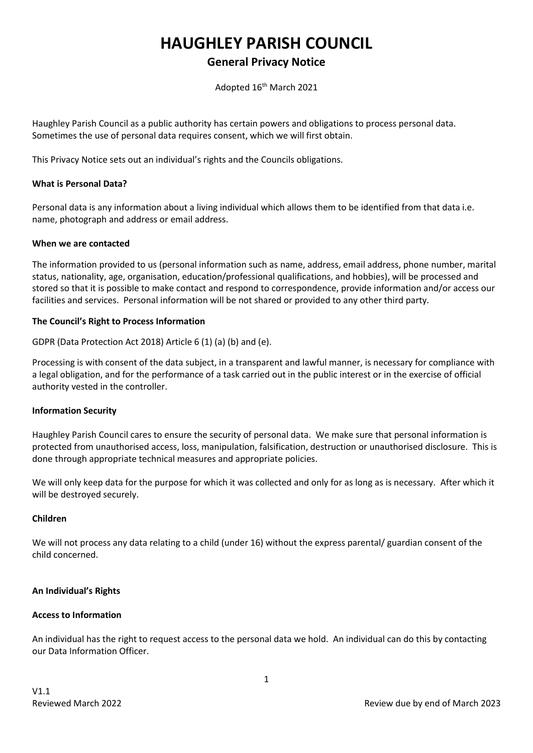# HAUGHLEY PARISH COUNCIL

## General Privacy Notice

Adopted 16th March 2021

Haughley Parish Council as a public authority has certain powers and obligations to process personal data. Sometimes the use of personal data requires consent, which we will first obtain.

This Privacy Notice sets out an individual's rights and the Councils obligations.

**What is Personal Data?**

Personal data is any information about a living individual which allows them to be identified from that data i.e. name, photograph and address or email address.

**When we are contacted**

The information provided to us (personal information such as name, address, email address, phone number, marital status, nationality, age, organisation, education/professional qualifications, and hobbies), will be processed and stored so that it is possible to make contact and respond to correspondence, provide information and/or access our facilities and services. Personal information will be not shared or provided to any other third party.

**The Council's Right to Process Information**

GDPR (Data Protection Act 2018) Article 6 (1) (a) (b) and (e).

Processing is with consent of the data subject, in a transparent and lawful manner, is necessary for compliance with a legal obligation, and for the performance of a task carried out in the public interest or in the exercise of official authority vested in the controller.

**Information Security**

Haughley Parish Council cares to ensure the security of personal data. We make sure that personal information is protected from unauthorised access, loss, manipulation, falsification, destruction or unauthorised disclosure. This is done through appropriate technical measures and appropriate policies.

We will only keep data for the purpose for which it was collected and only for as long as is necessary. After which it will be destroyed securely.

**Children**

We will not process any data relating to a child (under 16) without the express parental/ guardian consent of the child concerned.

**An Individual's Rights**

**Access to Information**

An individual has the right to request access to the personal data we hold. An individual can do this by contacting our Data Information Officer.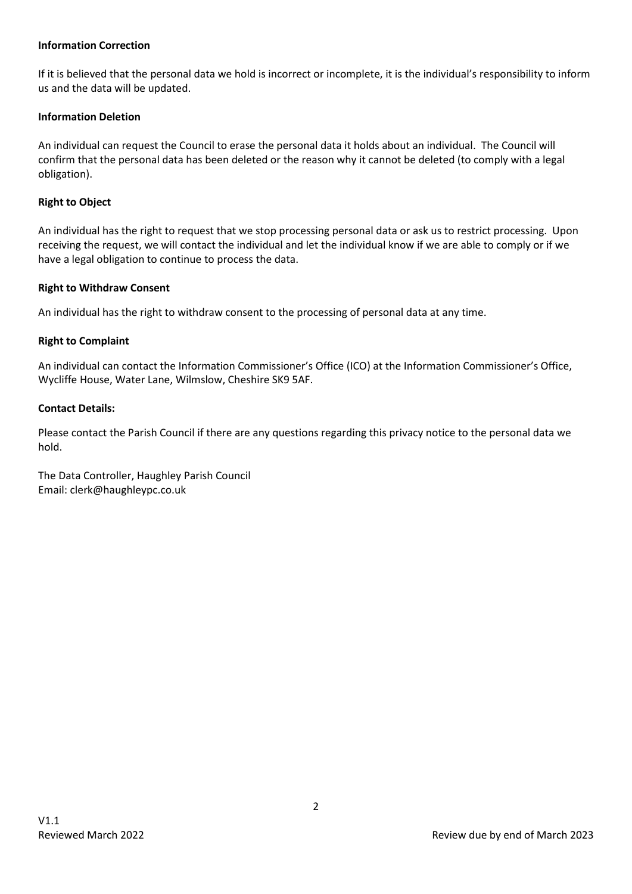**Information Correction**

If it is believed that the personal data we hold is incorrect or incomplete, it is the individual's responsibility to inform us and the data will be updated.

**Information Deletion**

An individual can request the Council to erase the personal data it holds about an individual. The Council will confirm that the personal data has been deleted or the reason why it cannot be deleted (to comply with a legal obligation).

**Right to Object**

An individual has the right to request that we stop processing personal data or ask us to restrict processing. Upon receiving the request, we will contact the individual and let the individual know if we are able to comply or if we have a legal obligation to continue to process the data.

**Right to Withdraw Consent**

An individual has the right to withdraw consent to the processing of personal data at any time.

**Right to Complaint**

An individual can contact the Information Commissioner's Office (ICO) at the Information Commissioner's Office, Wycliffe House, Water Lane, Wilmslow, Cheshire SK9 5AF.

**Contact Details:**

Please contact the Parish Council if there are any questions regarding this privacy notice to the personal data we hold.

The Data Controller, Haughley Parish Council
Email: clerk@haughleypc.co.uk

V1.1
Reviewed March 2022

Review due by end of March 2023